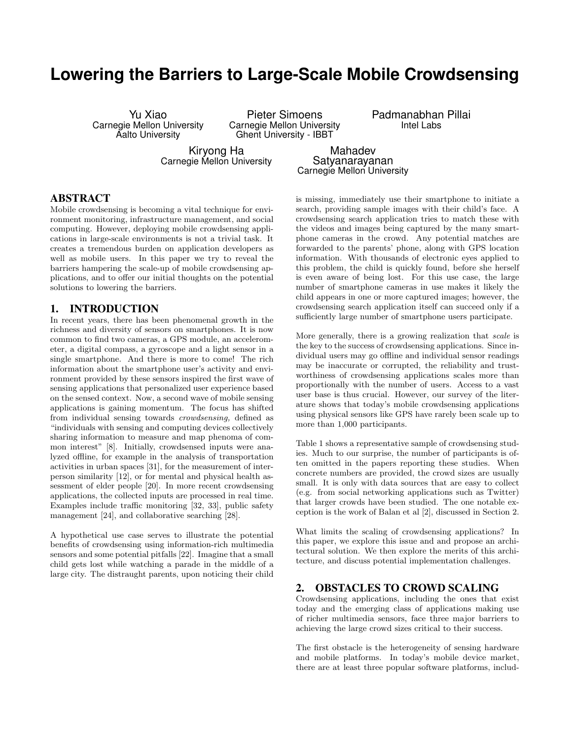# Lowering the Barriers to Large-Scale Mobile Crowdsensing

Yu Xiao
Carnegie Mellon University
Aalto University

Pieter Simoens
Carnegie Mellon University
Ghent University - IBBT

Padmanabhan Pillai
Intel Labs

Kiryong Ha
Carnegie Mellon University

Mahadev Satyanarayanan
Carnegie Mellon University

## ABSTRACT

Mobile crowdsensing is becoming a vital technique for environment monitoring, infrastructure management, and social computing. However, deploying mobile crowdsensing applications in large-scale environments is not a trivial task. It creates a tremendous burden on application developers as well as mobile users. In this paper we try to reveal the barriers hampering the scale-up of mobile crowdsensing applications, and to offer our initial thoughts on the potential solutions to lowering the barriers.

## 1. INTRODUCTION

In recent years, there has been phenomenal growth in the richness and diversity of sensors on smartphones. It is now common to find two cameras, a GPS module, an accelerometer, a digital compass, a gyroscope and a light sensor in a single smartphone. And there is more to come! The rich information about the smartphone user's activity and environment provided by these sensors inspired the first wave of sensing applications that personalized user experience based on the sensed context. Now, a second wave of mobile sensing applications is gaining momentum. The focus has shifted from individual sensing towards *crowdsensing,* defined as "individuals with sensing and computing devices collectively sharing information to measure and map phenoma of common interest" [8]. Initially, crowdsensed inputs were analyzed offline, for example in the analysis of transportation activities in urban spaces [31], for the measurement of interperson similarity [12], or for mental and physical health assessment of elder people [20]. In more recent crowdsensing applications, the collected inputs are processed in real time. Examples include traffic monitoring [32, 33], public safety management [24], and collaborative searching [28].

A hypothetical use case serves to illustrate the potential benefits of crowdsensing using information-rich multimedia sensors and some potential pitfalls [22]. Imagine that a small child gets lost while watching a parade in the middle of a large city. The distraught parents, upon noticing their child is missing, immediately use their smartphone to initiate a search, providing sample images with their child's face. A crowdsensing search application tries to match these with the videos and images being captured by the many smartphone cameras in the crowd. Any potential matches are forwarded to the parents' phone, along with GPS location information. With thousands of electronic eyes applied to this problem, the child is quickly found, before she herself is even aware of being lost. For this use case, the large number of smartphone cameras in use makes it likely the child appears in one or more captured images; however, the crowdsensing search application itself can succeed only if a sufficiently large number of smartphone users participate.

More generally, there is a growing realization that *scale* is the key to the success of crowdsensing applications. Since individual users may go offline and individual sensor readings may be inaccurate or corrupted, the reliability and trustworthiness of crowdsensing applications scales more than proportionally with the number of users. Access to a vast user base is thus crucial. However, our survey of the literature shows that today's mobile crowdsensing applications using physical sensors like GPS have rarely been scale up to more than 1,000 participants.

Table 1 shows a representative sample of crowdsensing studies. Much to our surprise, the number of participants is often omitted in the papers reporting these studies. When concrete numbers are provided, the crowd sizes are usually small. It is only with data sources that are easy to collect (e.g. from social networking applications such as Twitter) that larger crowds have been studied. The one notable exception is the work of Balan et al [2], discussed in Section 2.

What limits the scaling of crowdsensing applications? In this paper, we explore this issue and propose an architectural solution. We then explore the merits of this architecture, and discuss potential implementation challenges.

## 2. OBSTACLES TO CROWD SCALING

Crowdsensing applications, including the ones that exist today and the emerging class of applications making use of richer multimedia sensors, face three major barriers to achieving the large crowd sizes critical to their success.

The first obstacle is the heterogeneity of sensing hardware and mobile platforms. In today's mobile device market, there are at least three popular software platforms, includ-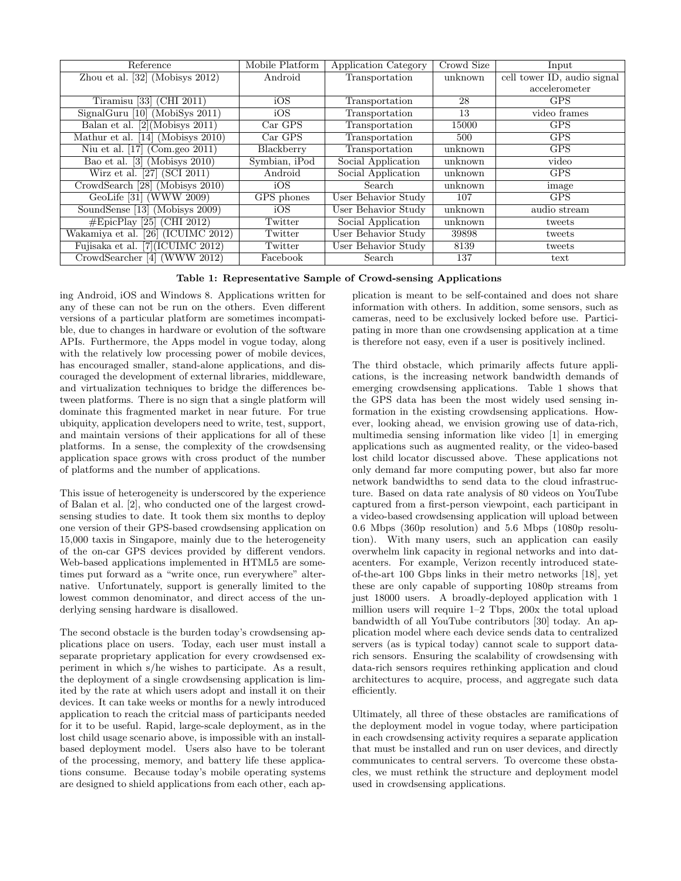| Reference | Mobile Platform | Application Category | Crowd Size | Input |
|---|---|---|---|---|
| Zhou et al. [32] (Mobisys 2012) | Android | Transportation | unknown | cell tower ID, audio signal accelerometer |
| Tiramisu [33] (CHI 2011) | iOS | Transportation | 28 | GPS |
| SignalGuru [10] (MobiSys 2011) | iOS | Transportation | 13 | video frames |
| Balan et al. [2](Mobisys 2011) | Car GPS | Transportation | 15000 | GPS |
| Mathur et al. [14] (Mobisys 2010) | Car GPS | Transportation | 500 | GPS |
| Niu et al. [17] (Com.geo 2011) | Blackberry | Transportation | unknown | GPS |
| Bao et al. [3] (Mobisys 2010) | Symbian, iPod | Social Application | unknown | video |
| Wirz et al. [27] (SCI 2011) | Android | Social Application | unknown | GPS |
| CrowdSearch [28] (Mobisys 2010) | iOS | Search | unknown | image |
| GeoLife [31] (WWW 2009) | GPS phones | User Behavior Study | 107 | GPS |
| SoundSense [13] (Mobisys 2009) | iOS | User Behavior Study | unknown | audio stream |
| #EpicPlay [25] (CHI 2012) | Twitter | Social Application | unknown | tweets |
| Wakamiya et al. [26] (ICUIMC 2012) | Twitter | User Behavior Study | 39898 | tweets |
| Fujisaka et al. [7](ICUIMC 2012) | Twitter | User Behavior Study | 8139 | tweets |
| CrowdSearcher [4] (WWW 2012) | Facebook | Search | 137 | text |

**Table 1: Representative Sample of Crowd-sensing Applications**

ing Android, iOS and Windows 8. Applications written for any of these can not be run on the others. Even different versions of a particular platform are sometimes incompatible, due to changes in hardware or evolution of the software APIs. Furthermore, the Apps model in vogue today, along with the relatively low processing power of mobile devices, has encouraged smaller, stand-alone applications, and discouraged the development of external libraries, middleware, and virtualization techniques to bridge the differences between platforms. There is no sign that a single platform will dominate this fragmented market in near future. For true ubiquity, application developers need to write, test, support, and maintain versions of their applications for all of these platforms. In a sense, the complexity of the crowdsensing application space grows with cross product of the number of platforms and the number of applications.

This issue of heterogeneity is underscored by the experience of Balan et al. [2], who conducted one of the largest crowdsensing studies to date. It took them six months to deploy one version of their GPS-based crowdsensing application on 15,000 taxis in Singapore, mainly due to the heterogeneity of the on-car GPS devices provided by different vendors. Web-based applications implemented in HTML5 are sometimes put forward as a "write once, run everywhere" alternative. Unfortunately, support is generally limited to the lowest common denominator, and direct access of the underlying sensing hardware is disallowed.

The second obstacle is the burden today's crowdsensing applications place on users. Today, each user must install a separate proprietary application for every crowdsensed experiment in which s/he wishes to participate. As a result, the deployment of a single crowdsensing application is limited by the rate at which users adopt and install it on their devices. It can take weeks or months for a newly introduced application to reach the critcial mass of participants needed for it to be useful. Rapid, large-scale deployment, as in the lost child usage scenario above, is impossible with an install-based deployment model. Users also have to be tolerant of the processing, memory, and battery life these applications consume. Because today's mobile operating systems are designed to shield applications from each other, each application is meant to be self-contained and does not share information with others. In addition, some sensors, such as cameras, need to be exclusively locked before use. Participating in more than one crowdsensing application at a time is therefore not easy, even if a user is positively inclined.

The third obstacle, which primarily affects future applications, is the increasing network bandwidth demands of emerging crowdsensing applications. Table 1 shows that the GPS data has been the most widely used sensing information in the existing crowdsensing applications. However, looking ahead, we envision growing use of data-rich, multimedia sensing information like video [1] in emerging applications such as augmented reality, or the video-based lost child locator discussed above. These applications not only demand far more computing power, but also far more network bandwidths to send data to the cloud infrastructure. Based on data rate analysis of 80 videos on YouTube captured from a first-person viewpoint, each participant in a video-based crowdsensing application will upload between 0.6 Mbps (360p resolution) and 5.6 Mbps (1080p resolution). With many users, such an application can easily overwhelm link capacity in regional networks and into datacenters. For example, Verizon recently introduced state-of-the-art 100 Gbps links in their metro networks [18], yet these are only capable of supporting 1080p streams from just 18000 users. A broadly-deployed application with 1 million users will require 1–2 Tbps, 200x the total upload bandwidth of all YouTube contributors [30] today. An application model where each device sends data to centralized servers (as is typical today) cannot scale to support data-rich sensors. Ensuring the scalability of crowdsensing with data-rich sensors requires rethinking application and cloud architectures to acquire, process, and aggregate such data efficiently.

Ultimately, all three of these obstacles are ramifications of the deployment model in vogue today, where participation in each crowdsensing activity requires a separate application that must be installed and run on user devices, and directly communicates to central servers. To overcome these obstacles, we must rethink the structure and deployment model used in crowdsensing applications.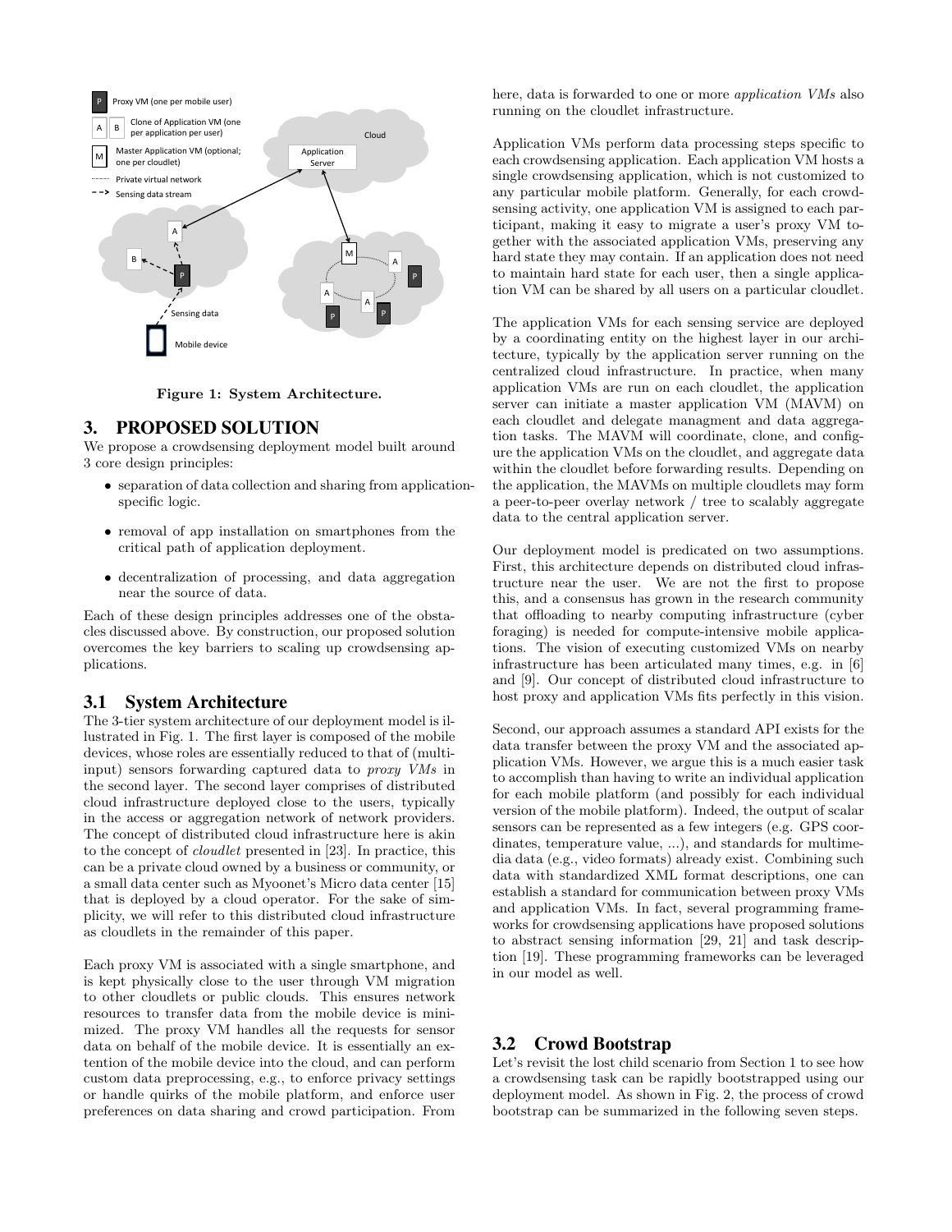Figure 1: System Architecture.

## 3. PROPOSED SOLUTION

We propose a crowdsensing deployment model built around 3 core design principles:

- separation of data collection and sharing from application-specific logic.
- removal of app installation on smartphones from the critical path of application deployment.
- decentralization of processing, and data aggregation near the source of data.

Each of these design principles addresses one of the obstacles discussed above. By construction, our proposed solution overcomes the key barriers to scaling up crowdsensing applications.

### 3.1 System Architecture

The 3-tier system architecture of our deployment model is illustrated in Fig. 1. The first layer is composed of the mobile devices, whose roles are essentially reduced to that of (multi-input) sensors forwarding captured data to *proxy VMs* in the second layer. The second layer comprises of distributed cloud infrastructure deployed close to the users, typically in the access or aggregation network of network providers. The concept of distributed cloud infrastructure here is akin to the concept of *cloudlet* presented in [23]. In practice, this can be a private cloud owned by a business or community, or a small data center such as Myoonet's Micro data center [15] that is deployed by a cloud operator. For the sake of simplicity, we will refer to this distributed cloud infrastructure as cloudlets in the remainder of this paper.

Each proxy VM is associated with a single smartphone, and is kept physically close to the user through VM migration to other cloudlets or public clouds. This ensures network resources to transfer data from the mobile device is minimized. The proxy VM handles all the requests for sensor data on behalf of the mobile device. It is essentially an extention of the mobile device into the cloud, and can perform custom data preprocessing, e.g., to enforce privacy settings or handle quirks of the mobile platform, and enforce user preferences on data sharing and crowd participation. From here, data is forwarded to one or more *application VMs* also running on the cloudlet infrastructure.

Application VMs perform data processing steps specific to each crowdsensing application. Each application VM hosts a single crowdsensing application, which is not customized to any particular mobile platform. Generally, for each crowdsensing activity, one application VM is assigned to each participant, making it easy to migrate a user's proxy VM together with the associated application VMs, preserving any hard state they may contain. If an application does not need to maintain hard state for each user, then a single application VM can be shared by all users on a particular cloudlet.

The application VMs for each sensing service are deployed by a coordinating entity on the highest layer in our architecture, typically by the application server running on the centralized cloud infrastructure. In practice, when many application VMs are run on each cloudlet, the application server can initiate a master application VM (MAVM) on each cloudlet and delegate managment and data aggregation tasks. The MAVM will coordinate, clone, and configure the application VMs on the cloudlet, and aggregate data within the cloudlet before forwarding results. Depending on the application, the MAVMs on multiple cloudlets may form a peer-to-peer overlay network / tree to scalably aggregate data to the central application server.

Our deployment model is predicated on two assumptions. First, this architecture depends on distributed cloud infrastructure near the user. We are not the first to propose this, and a consensus has grown in the research community that offloading to nearby computing infrastructure (cyber foraging) is needed for compute-intensive mobile applications. The vision of executing customized VMs on nearby infrastructure has been articulated many times, e.g. in [6] and [9]. Our concept of distributed cloud infrastructure to host proxy and application VMs fits perfectly in this vision.

Second, our approach assumes a standard API exists for the data transfer between the proxy VM and the associated application VMs. However, we argue this is a much easier task to accomplish than having to write an individual application for each mobile platform (and possibly for each individual version of the mobile platform). Indeed, the output of scalar sensors can be represented as a few integers (e.g. GPS coordinates, temperature value, ...), and standards for multimedia data (e.g., video formats) already exist. Combining such data with standardized XML format descriptions, one can establish a standard for communication between proxy VMs and application VMs. In fact, several programming frameworks for crowdsensing applications have proposed solutions to abstract sensing information [29, 21] and task description [19]. These programming frameworks can be leveraged in our model as well.

### 3.2 Crowd Bootstrap

Let's revisit the lost child scenario from Section 1 to see how a crowdsensing task can be rapidly bootstrapped using our deployment model. As shown in Fig. 2, the process of crowd bootstrap can be summarized in the following seven steps.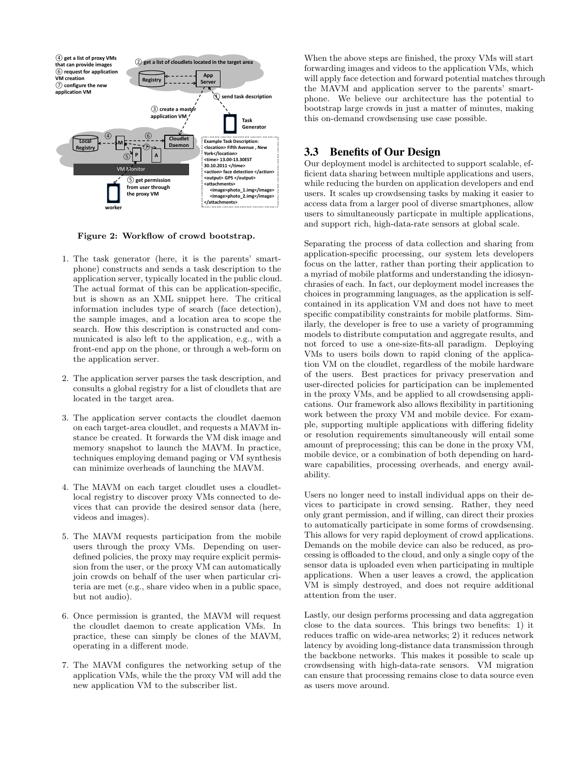④ get a list of proxy VMs that can provide images
⑥ request for application VM creation
⑦ configure the new application VM

② get a list of cloudlets located in the target area

Registry

App Server

① send task description

③ create a master application VM

Task Generator

Local Registry

M

P

A

Cloudlet Daemon

VM Monitor

⑤ get permission from user through the proxy VM

worker

Example Task Description:
<location> Fifth Avenue , New York</location>
<time> 13.00-13.30EST 30.10.2011 </time>
<action> face detection </action>
<output> GPS </output>
<attachments>
<image>photo_1.img</image>
<image>photo_2.img</image>
</attachments>

**Figure 2: Workflow of crowd bootstrap.**

1. The task generator (here, it is the parents' smartphone) constructs and sends a task description to the application server, typically located in the public cloud. The actual format of this can be application-specific, but is shown as an XML snippet here. The critical information includes type of search (face detection), the sample images, and a location area to scope the search. How this description is constructed and communicated is also left to the application, e.g., with a front-end app on the phone, or through a web-form on the application server.

2. The application server parses the task description, and consults a global registry for a list of cloudlets that are located in the target area.

3. The application server contacts the cloudlet daemon on each target-area cloudlet, and requests a MAVM instance be created. It forwards the VM disk image and memory snapshot to launch the MAVM. In practice, techniques employing demand paging or VM synthesis can minimize overheads of launching the MAVM.

4. The MAVM on each target cloudlet uses a cloudlet-local registry to discover proxy VMs connected to devices that can provide the desired sensor data (here, videos and images).

5. The MAVM requests participation from the mobile users through the proxy VMs. Depending on user-defined policies, the proxy may require explicit permission from the user, or the proxy VM can automatically join crowds on behalf of the user when particular criteria are met (e.g., share video when in a public space, but not audio).

6. Once permission is granted, the MAVM will request the cloudlet daemon to create application VMs. In practice, these can simply be clones of the MAVM, operating in a different mode.

7. The MAVM configures the networking setup of the application VMs, while the the proxy VM will add the new application VM to the subscriber list.

When the above steps are finished, the proxy VMs will start forwarding images and videos to the application VMs, which will apply face detection and forward potential matches through the MAVM and application server to the parents' smartphone. We believe our architecture has the potential to bootstrap large crowds in just a matter of minutes, making this on-demand crowdsensing use case possible.

## 3.3 Benefits of Our Design

Our deployment model is architected to support scalable, efficient data sharing between multiple applications and users, while reducing the burden on application developers and end users. It scales up crowdsensing tasks by making it easier to access data from a larger pool of diverse smartphones, allow users to simultaneously particpate in multiple applications, and support rich, high-data-rate sensors at global scale.

Separating the process of data collection and sharing from application-specific processing, our system lets developers focus on the latter, rather than porting their application to a myriad of mobile platforms and understanding the idiosynchrasies of each. In fact, our deployment model increases the choices in programming languages, as the application is self-contained in its application VM and does not have to meet specific compatibility constraints for mobile platforms. Similarly, the developer is free to use a variety of programming models to distribute computation and aggregate results, and not forced to use a one-size-fits-all paradigm. Deploying VMs to users boils down to rapid cloning of the application VM on the cloudlet, regardless of the mobile hardware of the users. Best practices for privacy preservation and user-directed policies for participation can be implemented in the proxy VMs, and be applied to all crowdsensing applications. Our framework also allows flexibility in partitioning work between the proxy VM and mobile device. For example, supporting multiple applications with differing fidelity or resolution requirements simultaneously will entail some amount of preprocessing; this can be done in the proxy VM, mobile device, or a combination of both depending on hardware capabilities, processing overheads, and energy availability.

Users no longer need to install individual apps on their devices to participate in crowd sensing. Rather, they need only grant permission, and if willing, can direct their proxies to automatically participate in some forms of crowdsensing. This allows for very rapid deployment of crowd applications. Demands on the mobile device can also be reduced, as processing is offloaded to the cloud, and only a single copy of the sensor data is uploaded even when participating in multiple applications. When a user leaves a crowd, the application VM is simply destroyed, and does not require additional attention from the user.

Lastly, our design performs processing and data aggregation close to the data sources. This brings two benefits: 1) it reduces traffic on wide-area networks; 2) it reduces network latency by avoiding long-distance data transmission through the backbone networks. This makes it possible to scale up crowdsensing with high-data-rate sensors. VM migration can ensure that processing remains close to data source even as users move around.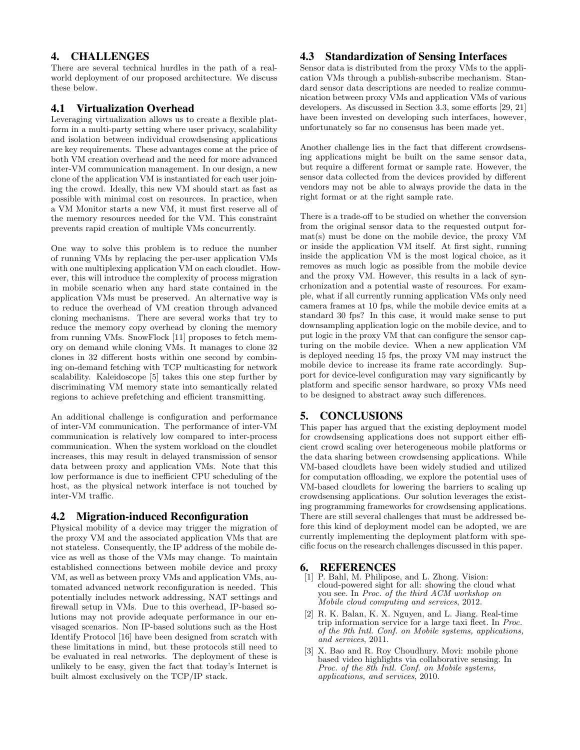# 4. CHALLENGES

There are several technical hurdles in the path of a real-world deployment of our proposed architecture. We discuss these below.

## 4.1 Virtualization Overhead

Leveraging virtualization allows us to create a flexible platform in a multi-party setting where user privacy, scalability and isolation between individual crowdsensing applications are key requirements. These advantages come at the price of both VM creation overhead and the need for more advanced inter-VM communication management. In our design, a new clone of the application VM is instantiated for each user joining the crowd. Ideally, this new VM should start as fast as possible with minimal cost on resources. In practice, when a VM Monitor starts a new VM, it must first reserve all of the memory resources needed for the VM. This constraint prevents rapid creation of multiple VMs concurrently.

One way to solve this problem is to reduce the number of running VMs by replacing the per-user application VMs with one multiplexing application VM on each cloudlet. However, this will introduce the complexity of process migration in mobile scenario when any hard state contained in the application VMs must be preserved. An alternative way is to reduce the overhead of VM creation through advanced cloning mechanisms. There are several works that try to reduce the memory copy overhead by cloning the memory from running VMs. SnowFlock [11] proposes to fetch memory on demand while cloning VMs. It manages to clone 32 clones in 32 different hosts within one second by combining on-demand fetching with TCP multicasting for network scalability. Kaleidoscope [5] takes this one step further by discriminating VM memory state into semantically related regions to achieve prefetching and efficient transmitting.

An additional challenge is configuration and performance of inter-VM communication. The performance of inter-VM communication is relatively low compared to inter-process communication. When the system workload on the cloudlet increases, this may result in delayed transmission of sensor data between proxy and application VMs. Note that this low performance is due to inefficient CPU scheduling of the host, as the physical network interface is not touched by inter-VM traffic.

## 4.2 Migration-induced Reconfiguration

Physical mobility of a device may trigger the migration of the proxy VM and the associated application VMs that are not stateless. Consequently, the IP address of the mobile device as well as those of the VMs may change. To maintain established connections between mobile device and proxy VM, as well as between proxy VMs and application VMs, automated advanced network reconfiguration is needed. This potentially includes network addressing, NAT settings and firewall setup in VMs. Due to this overhead, IP-based solutions may not provide adequate performance in our envisaged scenarios. Non IP-based solutions such as the Host Identify Protocol [16] have been designed from scratch with these limitations in mind, but these protocols still need to be evaluated in real networks. The deployment of these is unlikely to be easy, given the fact that today's Internet is built almost exclusively on the TCP/IP stack.

## 4.3 Standardization of Sensing Interfaces

Sensor data is distributed from the proxy VMs to the application VMs through a publish-subscribe mechanism. Standard sensor data descriptions are needed to realize communication between proxy VMs and application VMs of various developers. As discussed in Section 3.3, some efforts [29, 21] have been invested on developing such interfaces, however, unfortunately so far no consensus has been made yet.

Another challenge lies in the fact that different crowdsensing applications might be built on the same sensor data, but require a different format or sample rate. However, the sensor data collected from the devices provided by different vendors may not be able to always provide the data in the right format or at the right sample rate.

There is a trade-off to be studied on whether the conversion from the original sensor data to the requested output format(s) must be done on the mobile device, the proxy VM or inside the application VM itself. At first sight, running inside the application VM is the most logical choice, as it removes as much logic as possible from the mobile device and the proxy VM. However, this results in a lack of syncrhonization and a potential waste of resources. For example, what if all currently running application VMs only need camera frames at 10 fps, while the mobile device emits at a standard 30 fps? In this case, it would make sense to put downsampling application logic on the mobile device, and to put logic in the proxy VM that can configure the sensor capturing on the mobile device. When a new application VM is deployed needing 15 fps, the proxy VM may instruct the mobile device to increase its frame rate accordingly. Support for device-level configuration may vary significantly by platform and specific sensor hardware, so proxy VMs need to be designed to abstract away such differences.

# 5. CONCLUSIONS

This paper has argued that the existing deployment model for crowdsensing applications does not support either efficient crowd scaling over heterogeneous mobile platforms or the data sharing between crowdsensing applications. While VM-based cloudlets have been widely studied and utilized for computation offloading, we explore the potential uses of VM-based cloudlets for lowering the barriers to scaling up crowdsensing applications. Our solution leverages the existing programming frameworks for crowdsensing applications. There are still several challenges that must be addressed before this kind of deployment model can be adopted, we are currently implementing the deployment platform with specific focus on the research challenges discussed in this paper.

# 6. REFERENCES

[1] P. Bahl, M. Philipose, and L. Zhong. Vision: cloud-powered sight for all: showing the cloud what you see. In *Proc. of the third ACM workshop on Mobile cloud computing and services*, 2012.

[2] R. K. Balan, K. X. Nguyen, and L. Jiang. Real-time trip information service for a large taxi fleet. In *Proc. of the 9th Intl. Conf. on Mobile systems, applications, and services*, 2011.

[3] X. Bao and R. Roy Choudhury. Movi: mobile phone based video highlights via collaborative sensing. In *Proc. of the 8th Intl. Conf. on Mobile systems, applications, and services*, 2010.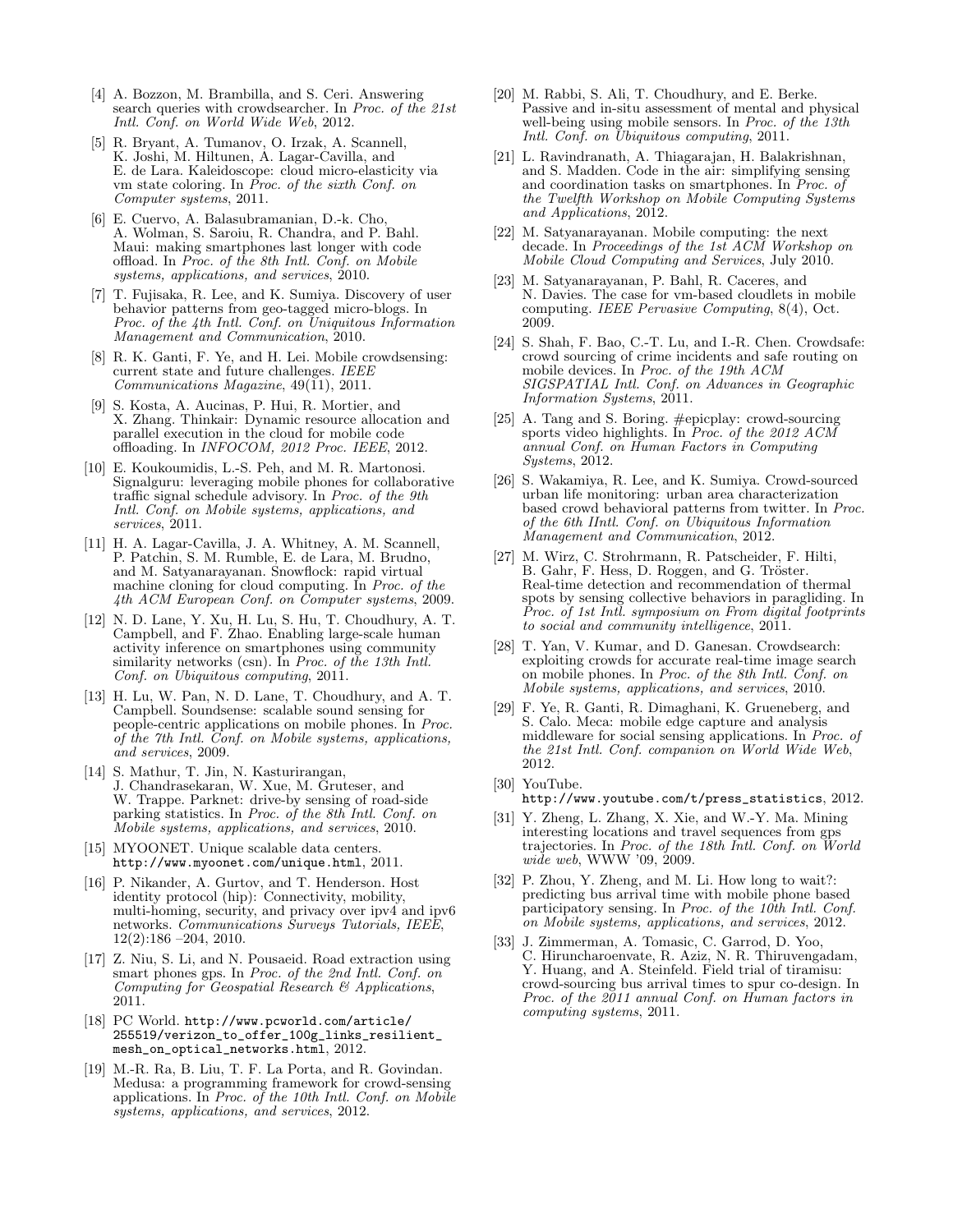[4] A. Bozzon, M. Brambilla, and S. Ceri. Answering search queries with crowdsearcher. In *Proc. of the 21st Intl. Conf. on World Wide Web*, 2012.

[5] R. Bryant, A. Tumanov, O. Irzak, A. Scannell, K. Joshi, M. Hiltunen, A. Lagar-Cavilla, and E. de Lara. Kaleidoscope: cloud micro-elasticity via vm state coloring. In *Proc. of the sixth Conf. on Computer systems*, 2011.

[6] E. Cuervo, A. Balasubramanian, D.-k. Cho, A. Wolman, S. Saroiu, R. Chandra, and P. Bahl. Maui: making smartphones last longer with code offload. In *Proc. of the 8th Intl. Conf. on Mobile systems, applications, and services*, 2010.

[7] T. Fujisaka, R. Lee, and K. Sumiya. Discovery of user behavior patterns from geo-tagged micro-blogs. In *Proc. of the 4th Intl. Conf. on Uniquitous Information Management and Communication*, 2010.

[8] R. K. Ganti, F. Ye, and H. Lei. Mobile crowdsensing: current state and future challenges. *IEEE Communications Magazine*, 49(11), 2011.

[9] S. Kosta, A. Aucinas, P. Hui, R. Mortier, and X. Zhang. Thinkair: Dynamic resource allocation and parallel execution in the cloud for mobile code offloading. In *INFOCOM, 2012 Proc. IEEE*, 2012.

[10] E. Koukoumidis, L.-S. Peh, and M. R. Martonosi. Signalguru: leveraging mobile phones for collaborative traffic signal schedule advisory. In *Proc. of the 9th Intl. Conf. on Mobile systems, applications, and services*, 2011.

[11] H. A. Lagar-Cavilla, J. A. Whitney, A. M. Scannell, P. Patchin, S. M. Rumble, E. de Lara, M. Brudno, and M. Satyanarayanan. Snowflock: rapid virtual machine cloning for cloud computing. In *Proc. of the 4th ACM European Conf. on Computer systems*, 2009.

[12] N. D. Lane, Y. Xu, H. Lu, S. Hu, T. Choudhury, A. T. Campbell, and F. Zhao. Enabling large-scale human activity inference on smartphones using community similarity networks (csn). In *Proc. of the 13th Intl. Conf. on Ubiquitous computing*, 2011.

[13] H. Lu, W. Pan, N. D. Lane, T. Choudhury, and A. T. Campbell. Soundsense: scalable sound sensing for people-centric applications on mobile phones. In *Proc. of the 7th Intl. Conf. on Mobile systems, applications, and services*, 2009.

[14] S. Mathur, T. Jin, N. Kasturirangan, J. Chandrasekaran, W. Xue, M. Gruteser, and W. Trappe. Parknet: drive-by sensing of road-side parking statistics. In *Proc. of the 8th Intl. Conf. on Mobile systems, applications, and services*, 2010.

[15] MYOONET. Unique scalable data centers. `http://www.myoonet.com/unique.html`, 2011.

[16] P. Nikander, A. Gurtov, and T. Henderson. Host identity protocol (hip): Connectivity, mobility, multi-homing, security, and privacy over ipv4 and ipv6 networks. *Communications Surveys Tutorials, IEEE*, 12(2):186 –204, 2010.

[17] Z. Niu, S. Li, and N. Pousaeid. Road extraction using smart phones gps. In *Proc. of the 2nd Intl. Conf. on Computing for Geospatial Research & Applications*, 2011.

[18] PC World. `http://www.pcworld.com/article/255519/verizon_to_offer_100g_links_resilient_mesh_on_optical_networks.html`, 2012.

[19] M.-R. Ra, B. Liu, T. F. La Porta, and R. Govindan. Medusa: a programming framework for crowd-sensing applications. In *Proc. of the 10th Intl. Conf. on Mobile systems, applications, and services*, 2012.

[20] M. Rabbi, S. Ali, T. Choudhury, and E. Berke. Passive and in-situ assessment of mental and physical well-being using mobile sensors. In *Proc. of the 13th Intl. Conf. on Ubiquitous computing*, 2011.

[21] L. Ravindranath, A. Thiagarajan, H. Balakrishnan, and S. Madden. Code in the air: simplifying sensing and coordination tasks on smartphones. In *Proc. of the Twelfth Workshop on Mobile Computing Systems and Applications*, 2012.

[22] M. Satyanarayanan. Mobile computing: the next decade. In *Proceedings of the 1st ACM Workshop on Mobile Cloud Computing and Services*, July 2010.

[23] M. Satyanarayanan, P. Bahl, R. Caceres, and N. Davies. The case for vm-based cloudlets in mobile computing. *IEEE Pervasive Computing*, 8(4), Oct. 2009.

[24] S. Shah, F. Bao, C.-T. Lu, and I.-R. Chen. Crowdsafe: crowd sourcing of crime incidents and safe routing on mobile devices. In *Proc. of the 19th ACM SIGSPATIAL Intl. Conf. on Advances in Geographic Information Systems*, 2011.

[25] A. Tang and S. Boring. #epicplay: crowd-sourcing sports video highlights. In *Proc. of the 2012 ACM annual Conf. on Human Factors in Computing Systems*, 2012.

[26] S. Wakamiya, R. Lee, and K. Sumiya. Crowd-sourced urban life monitoring: urban area characterization based crowd behavioral patterns from twitter. In *Proc. of the 6th IIntl. Conf. on Ubiquitous Information Management and Communication*, 2012.

[27] M. Wirz, C. Strohrmann, R. Patscheider, F. Hilti, B. Gahr, F. Hess, D. Roggen, and G. Tröster. Real-time detection and recommendation of thermal spots by sensing collective behaviors in paragliding. In *Proc. of 1st Intl. symposium on From digital footprints to social and community intelligence*, 2011.

[28] T. Yan, V. Kumar, and D. Ganesan. Crowdsearch: exploiting crowds for accurate real-time image search on mobile phones. In *Proc. of the 8th Intl. Conf. on Mobile systems, applications, and services*, 2010.

[29] F. Ye, R. Ganti, R. Dimaghani, K. Grueneberg, and S. Calo. Meca: mobile edge capture and analysis middleware for social sensing applications. In *Proc. of the 21st Intl. Conf. companion on World Wide Web*, 2012.

[30] YouTube. `http://www.youtube.com/t/press_statistics`, 2012.

[31] Y. Zheng, L. Zhang, X. Xie, and W.-Y. Ma. Mining interesting locations and travel sequences from gps trajectories. In *Proc. of the 18th Intl. Conf. on World wide web*, WWW '09, 2009.

[32] P. Zhou, Y. Zheng, and M. Li. How long to wait?: predicting bus arrival time with mobile phone based participatory sensing. In *Proc. of the 10th Intl. Conf. on Mobile systems, applications, and services*, 2012.

[33] J. Zimmerman, A. Tomasic, C. Garrod, D. Yoo, C. Hiruncharoenvate, R. Aziz, N. R. Thiruvengadam, Y. Huang, and A. Steinfeld. Field trial of tiramisu: crowd-sourcing bus arrival times to spur co-design. In *Proc. of the 2011 annual Conf. on Human factors in computing systems*, 2011.